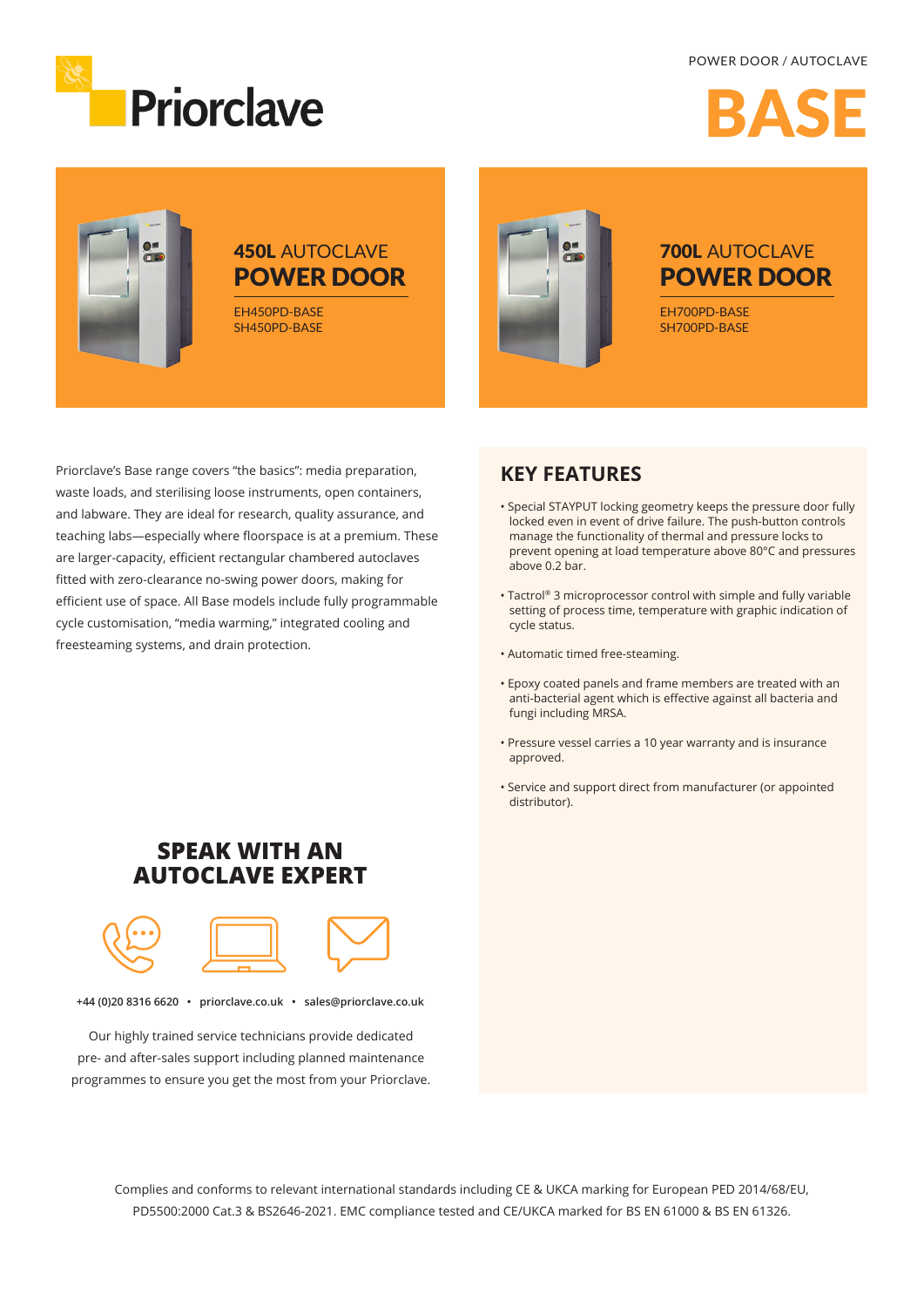POWER DOOR / AUTOCLAVE

# BASE

## 450L AUTOCLAVE POWER DOOR

EH450PD-BASE
SH450PD-BASE

## 700L AUTOCLAVE POWER DOOR

EH700PD-BASE
SH700PD-BASE

Priorclave's Base range covers "the basics": media preparation, waste loads, and sterilising loose instruments, open containers, and labware. They are ideal for research, quality assurance, and teaching labs—especially where floorspace is at a premium. These are larger-capacity, efficient rectangular chambered autoclaves fitted with zero-clearance no-swing power doors, making for efficient use of space. All Base models include fully programmable cycle customisation, "media warming," integrated cooling and freesteaming systems, and drain protection.

## KEY FEATURES

- Special STAYPUT locking geometry keeps the pressure door fully locked even in event of drive failure. The push-button controls manage the functionality of thermal and pressure locks to prevent opening at load temperature above 80°C and pressures above 0.2 bar.
- Tactrol® 3 microprocessor control with simple and fully variable setting of process time, temperature with graphic indication of cycle status.
- Automatic timed free-steaming.
- Epoxy coated panels and frame members are treated with an anti-bacterial agent which is effective against all bacteria and fungi including MRSA.
- Pressure vessel carries a 10 year warranty and is insurance approved.
- Service and support direct from manufacturer (or appointed distributor).

## SPEAK WITH AN AUTOCLAVE EXPERT

**+44 (0)20 8316 6620 • priorclave.co.uk • sales@priorclave.co.uk**

Our highly trained service technicians provide dedicated pre- and after-sales support including planned maintenance programmes to ensure you get the most from your Priorclave.

Complies and conforms to relevant international standards including CE & UKCA marking for European PED 2014/68/EU, PD5500:2000 Cat.3 & BS2646-2021. EMC compliance tested and CE/UKCA marked for BS EN 61000 & BS EN 61326.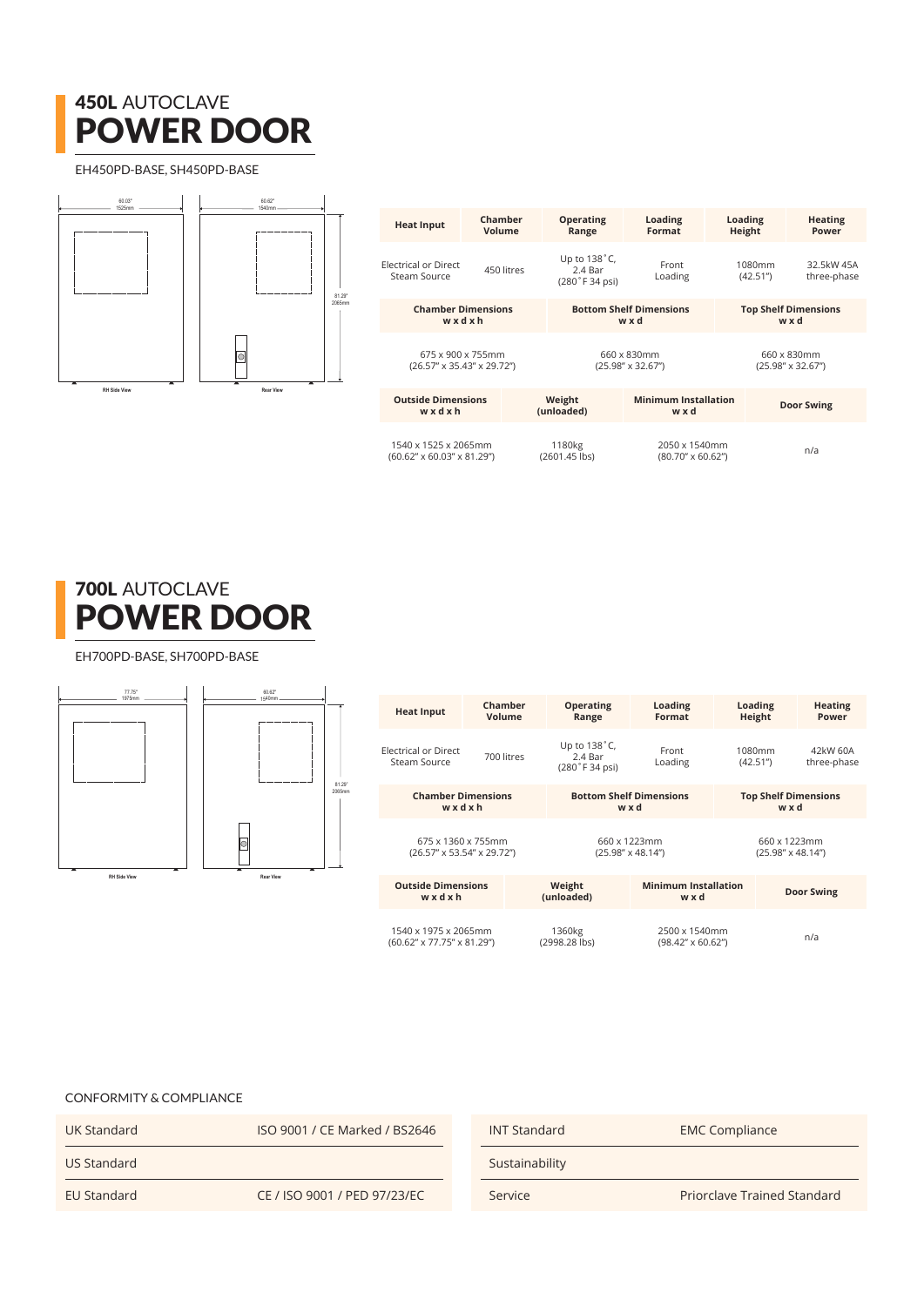## 450L AUTOCLAVE POWER DOOR

EH450PD-BASE, SH450PD-BASE

60.03"
1525mm

60.62"
1540mm

81.29"
2065mm

RH Side View

Rear View

| Heat Input | Chamber Volume | Operating Range | Loading Format | Loading Height | Heating Power |
|---|---|---|---|---|---|
| Electrical or Direct Steam Source | 450 litres | Up to 138˚C, 2.4 Bar (280˚F 34 psi) | Front Loading | 1080mm (42.51") | 32.5kW 45A three-phase |

| Chamber Dimensions w x d x h | Bottom Shelf Dimensions w x d | Top Shelf Dimensions w x d |
|---|---|---|
| 675 x 900 x 755mm (26.57" x 35.43" x 29.72") | 660 x 830mm (25.98" x 32.67") | 660 x 830mm (25.98" x 32.67") |

| Outside Dimensions w x d x h | Weight (unloaded) | Minimum Installation w x d | Door Swing |
|---|---|---|---|
| 1540 x 1525 x 2065mm (60.62" x 60.03" x 81.29") | 1180kg (2601.45 lbs) | 2050 x 1540mm (80.70" x 60.62") | n/a |

## 700L AUTOCLAVE POWER DOOR

EH700PD-BASE, SH700PD-BASE

77.75"
1975mm

60.62"
1540mm

81.29"
2065mm

RH Side View

Rear View

| Heat Input | Chamber Volume | Operating Range | Loading Format | Loading Height | Heating Power |
|---|---|---|---|---|---|
| Electrical or Direct Steam Source | 700 litres | Up to 138˚C, 2.4 Bar (280˚F 34 psi) | Front Loading | 1080mm (42.51") | 42kW 60A three-phase |

| Chamber Dimensions w x d x h | Bottom Shelf Dimensions w x d | Top Shelf Dimensions w x d |
|---|---|---|
| 675 x 1360 x 755mm (26.57" x 53.54" x 29.72") | 660 x 1223mm (25.98" x 48.14") | 660 x 1223mm (25.98" x 48.14") |

| Outside Dimensions w x d x h | Weight (unloaded) | Minimum Installation w x d | Door Swing |
|---|---|---|---|
| 1540 x 1975 x 2065mm (60.62" x 77.75" x 81.29") | 1360kg (2998.28 lbs) | 2500 x 1540mm (98.42" x 60.62") | n/a |

CONFORMITY & COMPLIANCE

| | | | |
|---|---|---|---|
| UK Standard | ISO 9001 / CE Marked / BS2646 | INT Standard | EMC Compliance |
| US Standard | | Sustainability | |
| EU Standard | CE / ISO 9001 / PED 97/23/EC | Service | Priorclave Trained Standard |